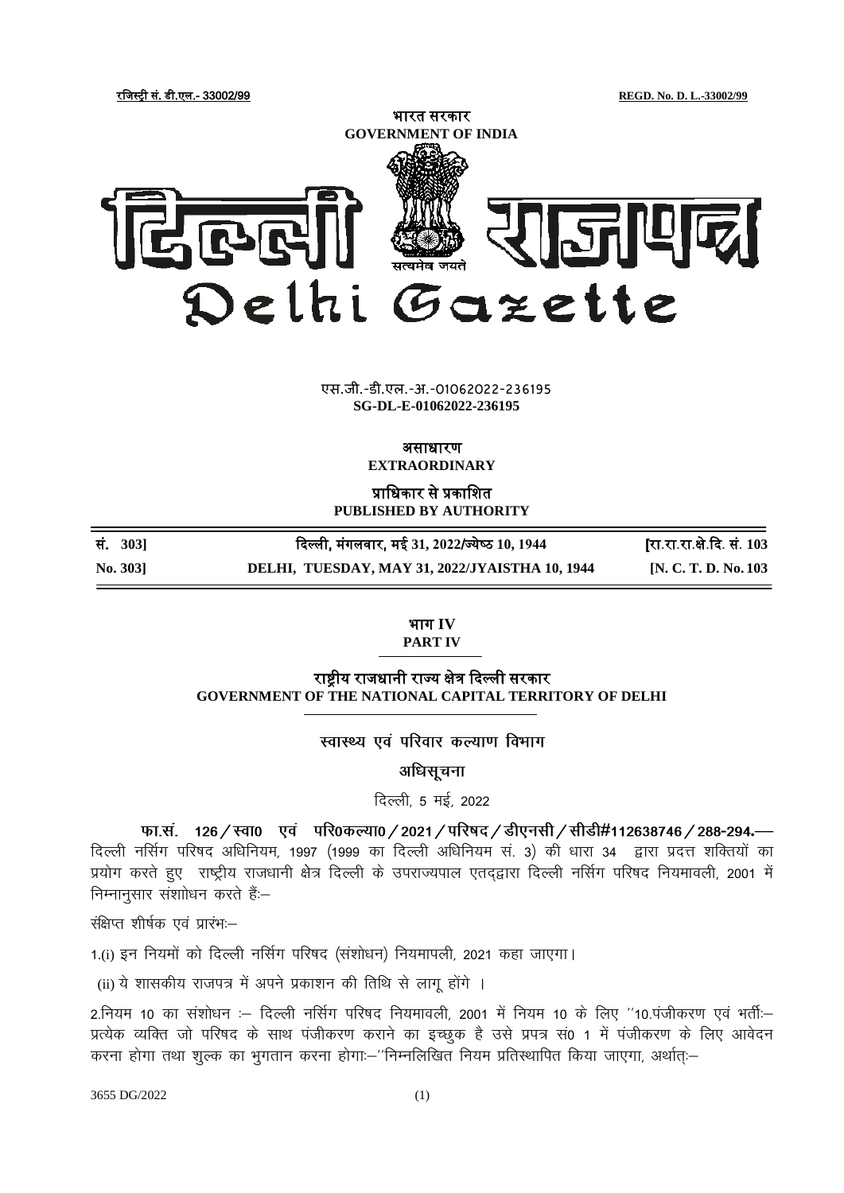रजिस्ट्री सं. डी.एल.- 33002/99 REGD. No. D. L.-33002/99

भारत सरकार
GOVERNMENT OF INDIA

# दिल्ली राजपत्र
# Delhi Gazette

एस.जी.-डी.एल.-अ.-01062022-236195
SG-DL-E-01062022-236195

असाधारण
EXTRAORDINARY

प्राधिकार से प्रकाशित
PUBLISHED BY AUTHORITY

| सं. 303] | दिल्ली, मंगलवार, मई 31, 2022/ज्येष्ठ 10, 1944 | [रा.रा.रा.क्षे.दि. सं. 103 |
|---|---|---|
| No. 303] | DELHI, TUESDAY, MAY 31, 2022/JYAISTHA 10, 1944 | [N. C. T. D. No. 103 |

## भाग IV
## PART IV

## राष्ट्रीय राजधानी राज्य क्षेत्र दिल्ली सरकार
## GOVERNMENT OF THE NATIONAL CAPITAL TERRITORY OF DELHI

### स्वास्थ्य एवं परिवार कल्याण विभाग

### अधिसूचना

दिल्ली, 5 मई, 2022

**फा.सं. 126/स्वा0 एवं परि0कल्या0/2021/परिषद/डीएनसी/सीडी#112638746/288-294.—** दिल्ली नर्सिंग परिषद अधिनियम, 1997 (1999 का दिल्ली अधिनियम सं. 3) की धारा 34 द्वारा प्रदत्त शक्तियों का प्रयोग करते हुए राष्ट्रीय राजधानी क्षेत्र दिल्ली के उपराज्यपाल एतदद्वारा दिल्ली नर्सिंग परिषद नियमावली, 2001 में निम्नानुसार संशोधन करते हैः–

संक्षिप्त शीर्षक एवं प्रारंभः–

1.(i) इन नियमों को दिल्ली नर्सिंग परिषद (संशोधन) नियमापली, 2021 कहा जाएगा।

(ii) ये शासकीय राजपत्र में अपने प्रकाशन की तिथि से लागू होंगे ।

2.नियम 10 का संशोधन :– दिल्ली नर्सिंग परिषद नियमावली, 2001 में नियम 10 के लिए ''10.पंजीकरण एवं भर्तीः– प्रत्येक व्यक्ति जो परिषद के साथ पंजीकरण कराने का इच्छुक है उसे प्रपत्र सं0 1 में पंजीकरण के लिए आवेदन करना होगा तथा शुल्क का भुगतान करना होगाः–''निम्नलिखित नियम प्रतिस्थापित किया जाएगा, अर्थात्:–

3655 DG/2022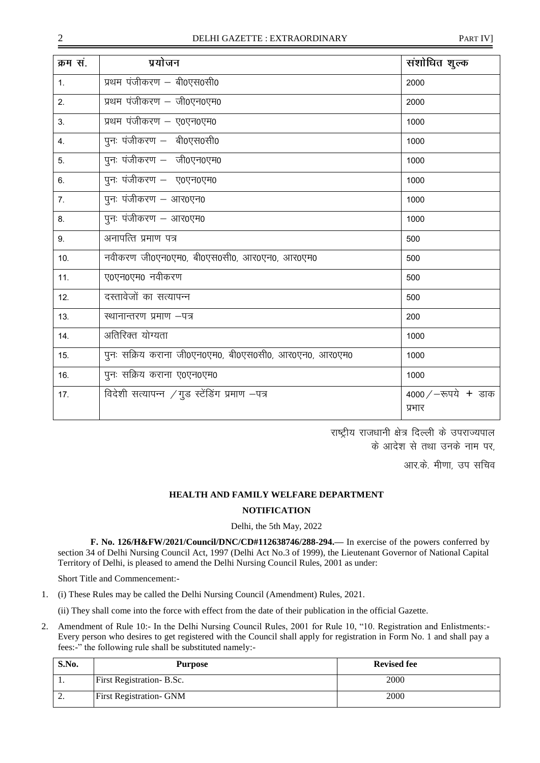| क्रम सं. | प्रयोजन | संशोधित शुल्क |
|---|---|---|
| 1. | प्रथम पंजीकरण – बी0एस0सी0 | 2000 |
| 2. | प्रथम पंजीकरण – जी0एन0एम0 | 2000 |
| 3. | प्रथम पंजीकरण – ए0एन0एम0 | 1000 |
| 4. | पुनः पंजीकरण – बी0एस0सी0 | 1000 |
| 5. | पुनः पंजीकरण – जी0एन0एम0 | 1000 |
| 6. | पुनः पंजीकरण – ए0एन0एम0 | 1000 |
| 7. | पुनः पंजीकरण – आर0एन0 | 1000 |
| 8. | पुनः पंजीकरण – आर0एम0 | 1000 |
| 9. | अनापत्ति प्रमाण पत्र | 500 |
| 10. | नवीकरण जी0एन0एम0, बी0एस0सी0, आर0एन0, आर0एम0 | 500 |
| 11. | ए0एन0एम0 नवीकरण | 500 |
| 12. | दस्तावेजों का सत्यापन्न | 500 |
| 13. | स्थानान्तरण प्रमाण –पत्र | 200 |
| 14. | अतिरिक्त योग्यता | 1000 |
| 15. | पुनः सक्रिय कराना जी0एन0एम0, बी0एस0सी0, आर0एन0, आर0एम0 | 1000 |
| 16. | पुनः सक्रिय कराना ए0एन0एम0 | 1000 |
| 17. | विदेशी सत्यापन्न / गुड स्टेंडिंग प्रमाण –पत्र | 4000/–रूपये + डाक प्रभार |

राष्ट्रीय राजधानी क्षेत्र दिल्ली के उपराज्यपाल
के आदेश से तथा उनके नाम पर,

आर.के. मीणा, उप सचिव

## HEALTH AND FAMILY WELFARE DEPARTMENT

## NOTIFICATION

Delhi, the 5th May, 2022

**F. No. 126/H&FW/2021/Council/DNC/CD#112638746/288-294.—** In exercise of the powers conferred by section 34 of Delhi Nursing Council Act, 1997 (Delhi Act No.3 of 1999), the Lieutenant Governor of National Capital Territory of Delhi, is pleased to amend the Delhi Nursing Council Rules, 2001 as under:

Short Title and Commencement:-

1. (i) These Rules may be called the Delhi Nursing Council (Amendment) Rules, 2021.

   (ii) They shall come into the force with effect from the date of their publication in the official Gazette.

2. Amendment of Rule 10:- In the Delhi Nursing Council Rules, 2001 for Rule 10, "10. Registration and Enlistments:- Every person who desires to get registered with the Council shall apply for registration in Form No. 1 and shall pay a fees:-" the following rule shall be substituted namely:-

| S.No. | Purpose | Revised fee |
|---|---|---|
| 1. | First Registration- B.Sc. | 2000 |
| 2. | First Registration- GNM | 2000 |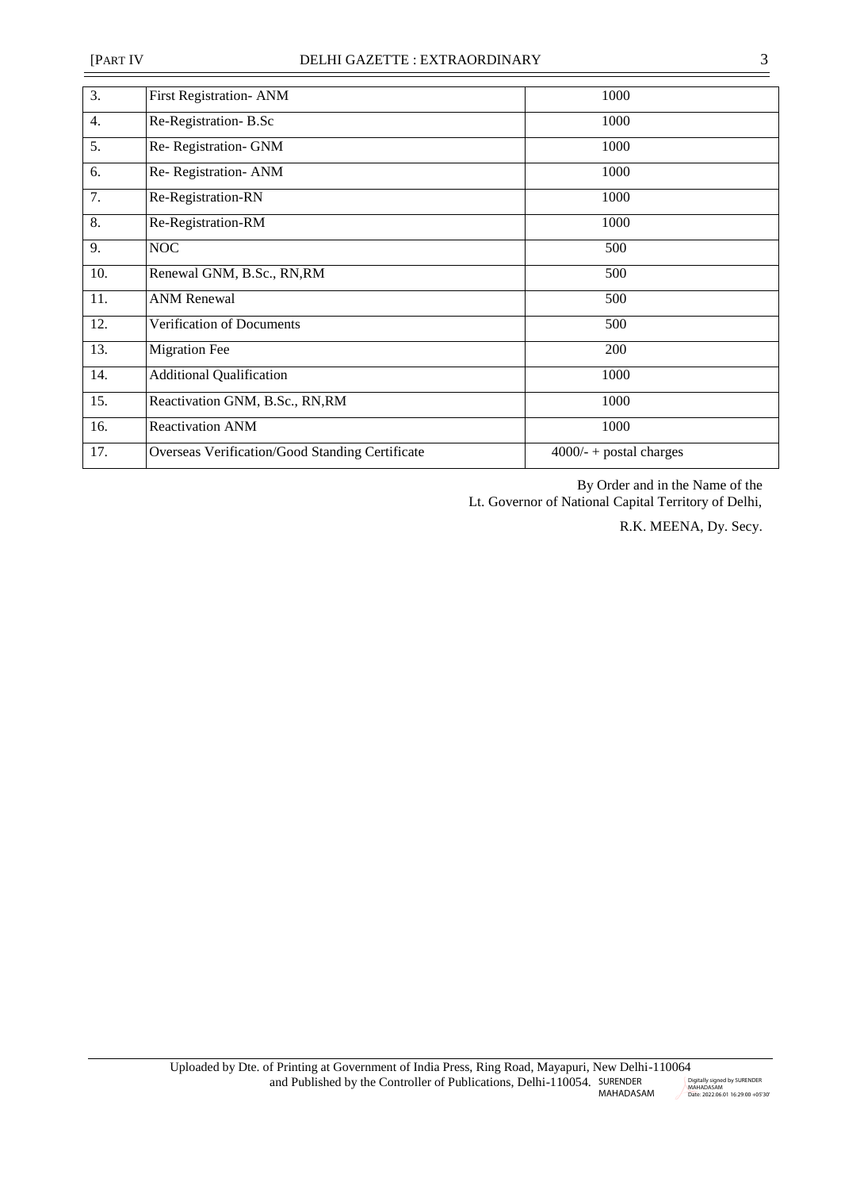| | | |
|---|---|---|
| 3. | First Registration- ANM | 1000 |
| 4. | Re-Registration- B.Sc | 1000 |
| 5. | Re- Registration- GNM | 1000 |
| 6. | Re- Registration- ANM | 1000 |
| 7. | Re-Registration-RN | 1000 |
| 8. | Re-Registration-RM | 1000 |
| 9. | NOC | 500 |
| 10. | Renewal GNM, B.Sc., RN,RM | 500 |
| 11. | ANM Renewal | 500 |
| 12. | Verification of Documents | 500 |
| 13. | Migration Fee | 200 |
| 14. | Additional Qualification | 1000 |
| 15. | Reactivation GNM, B.Sc., RN,RM | 1000 |
| 16. | Reactivation ANM | 1000 |
| 17. | Overseas Verification/Good Standing Certificate | 4000/- + postal charges |

By Order and in the Name of the
Lt. Governor of National Capital Territory of Delhi,

R.K. MEENA, Dy. Secy.

Uploaded by Dte. of Printing at Government of India Press, Ring Road, Mayapuri, New Delhi-110064
and Published by the Controller of Publications, Delhi-110054. SURENDER MAHADASAM

Digitally signed by SURENDER MAHADASAM
Date: 2022.06.01 16:29:00 +05'30'